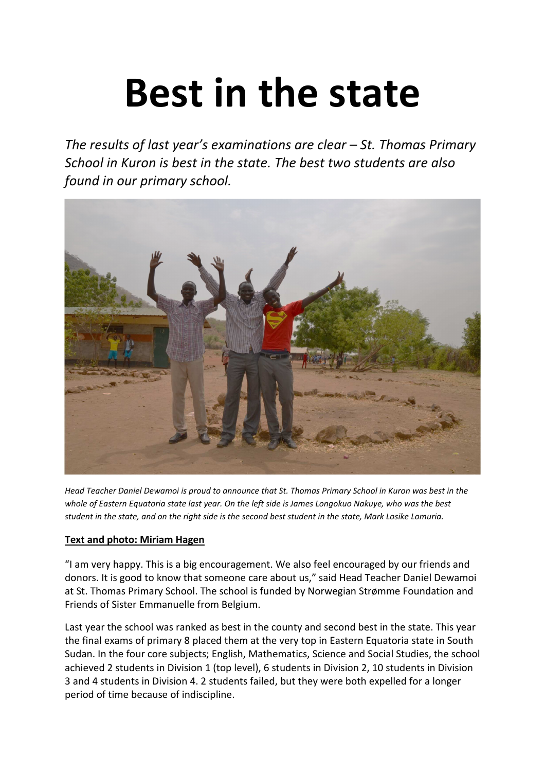# Best in the state

*The results of last year's examinations are clear – St. Thomas Primary School in Kuron is best in the state. The best two students are also found in our primary school.*

*Head Teacher Daniel Dewamoi is proud to announce that St. Thomas Primary School in Kuron was best in the whole of Eastern Equatoria state last year. On the left side is James Longokuo Nakuye, who was the best student in the state, and on the right side is the second best student in the state, Mark Losike Lomuria.*

**Text and photo: Miriam Hagen**

"I am very happy. This is a big encouragement. We also feel encouraged by our friends and donors. It is good to know that someone care about us," said Head Teacher Daniel Dewamoi at St. Thomas Primary School. The school is funded by Norwegian Strømme Foundation and Friends of Sister Emmanuelle from Belgium.

Last year the school was ranked as best in the county and second best in the state. This year the final exams of primary 8 placed them at the very top in Eastern Equatoria state in South Sudan. In the four core subjects; English, Mathematics, Science and Social Studies, the school achieved 2 students in Division 1 (top level), 6 students in Division 2, 10 students in Division 3 and 4 students in Division 4. 2 students failed, but they were both expelled for a longer period of time because of indiscipline.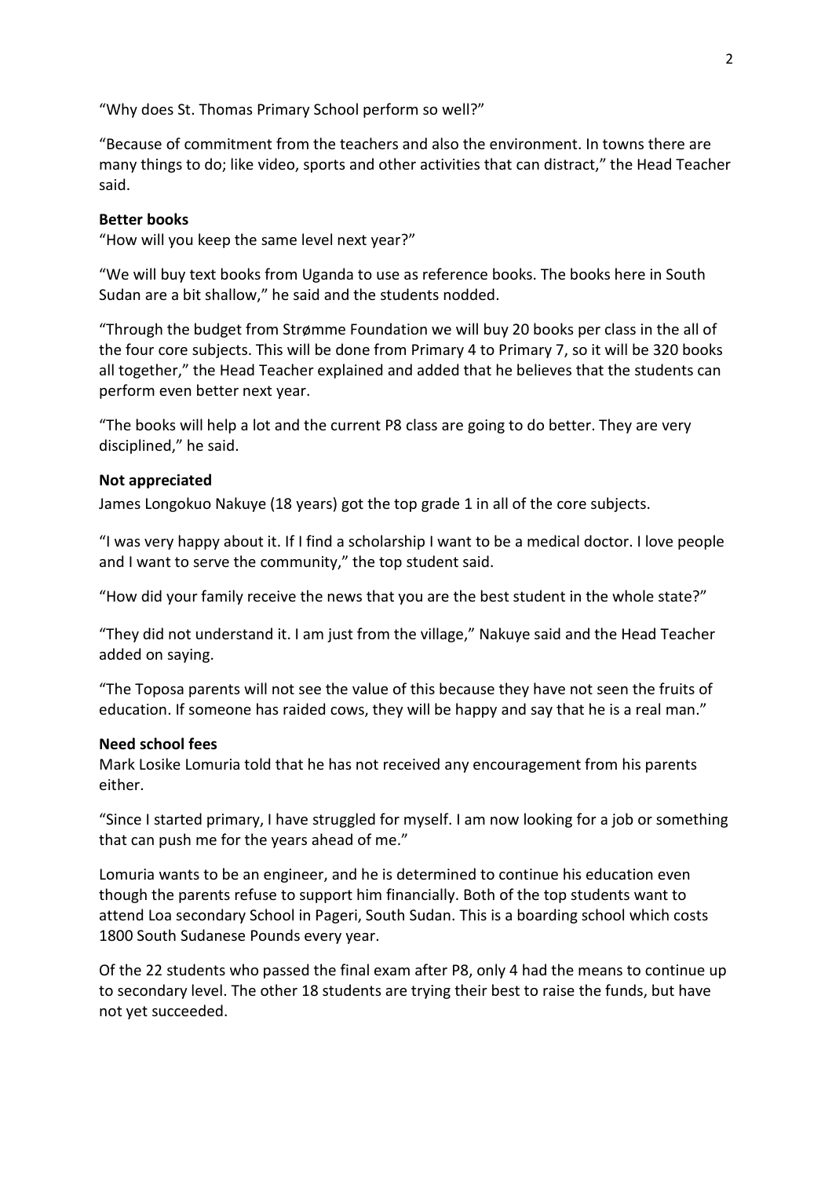"Why does St. Thomas Primary School perform so well?"

"Because of commitment from the teachers and also the environment. In towns there are many things to do; like video, sports and other activities that can distract," the Head Teacher said.

**Better books**

"How will you keep the same level next year?"

"We will buy text books from Uganda to use as reference books. The books here in South Sudan are a bit shallow," he said and the students nodded.

"Through the budget from Strømme Foundation we will buy 20 books per class in the all of the four core subjects. This will be done from Primary 4 to Primary 7, so it will be 320 books all together," the Head Teacher explained and added that he believes that the students can perform even better next year.

"The books will help a lot and the current P8 class are going to do better. They are very disciplined," he said.

**Not appreciated**

James Longokuo Nakuye (18 years) got the top grade 1 in all of the core subjects.

"I was very happy about it. If I find a scholarship I want to be a medical doctor. I love people and I want to serve the community," the top student said.

"How did your family receive the news that you are the best student in the whole state?"

"They did not understand it. I am just from the village," Nakuye said and the Head Teacher added on saying.

"The Toposa parents will not see the value of this because they have not seen the fruits of education. If someone has raided cows, they will be happy and say that he is a real man."

**Need school fees**

Mark Losike Lomuria told that he has not received any encouragement from his parents either.

"Since I started primary, I have struggled for myself. I am now looking for a job or something that can push me for the years ahead of me."

Lomuria wants to be an engineer, and he is determined to continue his education even though the parents refuse to support him financially. Both of the top students want to attend Loa secondary School in Pageri, South Sudan. This is a boarding school which costs 1800 South Sudanese Pounds every year.

Of the 22 students who passed the final exam after P8, only 4 had the means to continue up to secondary level. The other 18 students are trying their best to raise the funds, but have not yet succeeded.